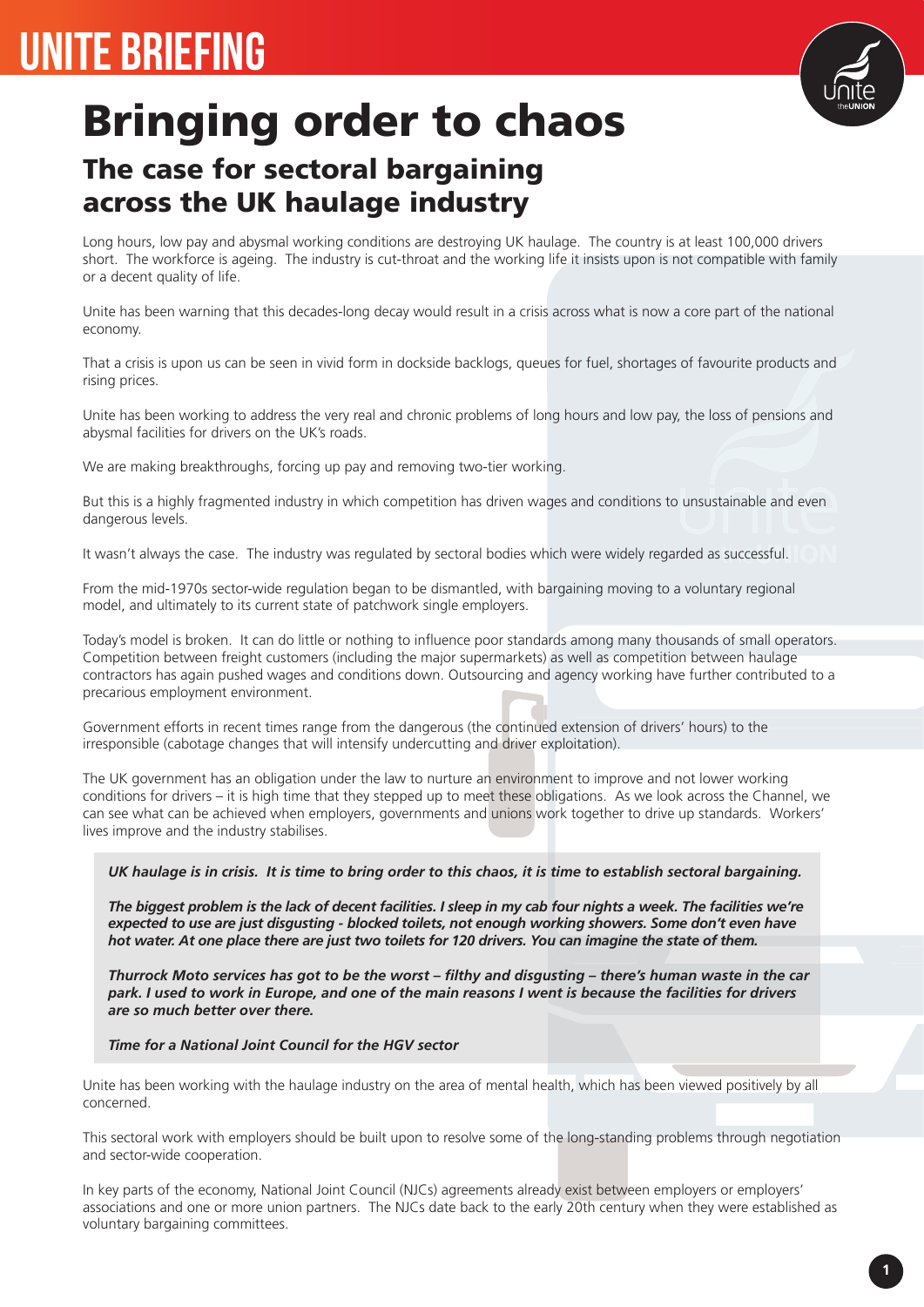# UNITE BRIEFING

# Bringing order to chaos

## The case for sectoral bargaining across the UK haulage industry

Long hours, low pay and abysmal working conditions are destroying UK haulage. The country is at least 100,000 drivers short. The workforce is ageing. The industry is cut-throat and the working life it insists upon is not compatible with family or a decent quality of life.

Unite has been warning that this decades-long decay would result in a crisis across what is now a core part of the national economy.

That a crisis is upon us can be seen in vivid form in dockside backlogs, queues for fuel, shortages of favourite products and rising prices.

Unite has been working to address the very real and chronic problems of long hours and low pay, the loss of pensions and abysmal facilities for drivers on the UK's roads.

We are making breakthroughs, forcing up pay and removing two-tier working.

But this is a highly fragmented industry in which competition has driven wages and conditions to unsustainable and even dangerous levels.

It wasn't always the case. The industry was regulated by sectoral bodies which were widely regarded as successful.

From the mid-1970s sector-wide regulation began to be dismantled, with bargaining moving to a voluntary regional model, and ultimately to its current state of patchwork single employers.

Today's model is broken. It can do little or nothing to influence poor standards among many thousands of small operators. Competition between freight customers (including the major supermarkets) as well as competition between haulage contractors has again pushed wages and conditions down. Outsourcing and agency working have further contributed to a precarious employment environment.

Government efforts in recent times range from the dangerous (the continued extension of drivers' hours) to the irresponsible (cabotage changes that will intensify undercutting and driver exploitation).

The UK government has an obligation under the law to nurture an environment to improve and not lower working conditions for drivers – it is high time that they stepped up to meet these obligations. As we look across the Channel, we can see what can be achieved when employers, governments and unions work together to drive up standards. Workers' lives improve and the industry stabilises.

> ***UK haulage is in crisis. It is time to bring order to this chaos, it is time to establish sectoral bargaining.***
>
> ***The biggest problem is the lack of decent facilities. I sleep in my cab four nights a week. The facilities we're expected to use are just disgusting - blocked toilets, not enough working showers. Some don't even have hot water. At one place there are just two toilets for 120 drivers. You can imagine the state of them.***
>
> ***Thurrock Moto services has got to be the worst – filthy and disgusting – there's human waste in the car park. I used to work in Europe, and one of the main reasons I went is because the facilities for drivers are so much better over there.***
>
> ***Time for a National Joint Council for the HGV sector***

Unite has been working with the haulage industry on the area of mental health, which has been viewed positively by all concerned.

This sectoral work with employers should be built upon to resolve some of the long-standing problems through negotiation and sector-wide cooperation.

In key parts of the economy, National Joint Council (NJCs) agreements already exist between employers or employers' associations and one or more union partners. The NJCs date back to the early 20th century when they were established as voluntary bargaining committees.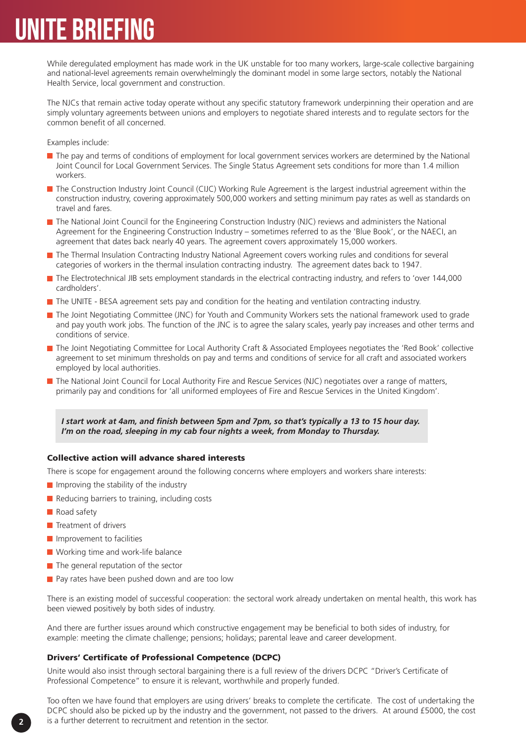# UNITE BRIEFING

While deregulated employment has made work in the UK unstable for too many workers, large-scale collective bargaining and national-level agreements remain overwhelmingly the dominant model in some large sectors, notably the National Health Service, local government and construction.

The NJCs that remain active today operate without any specific statutory framework underpinning their operation and are simply voluntary agreements between unions and employers to negotiate shared interests and to regulate sectors for the common benefit of all concerned.

Examples include:

- The pay and terms of conditions of employment for local government services workers are determined by the National Joint Council for Local Government Services. The Single Status Agreement sets conditions for more than 1.4 million workers.
- The Construction Industry Joint Council (CIJC) Working Rule Agreement is the largest industrial agreement within the construction industry, covering approximately 500,000 workers and setting minimum pay rates as well as standards on travel and fares.
- The National Joint Council for the Engineering Construction Industry (NJC) reviews and administers the National Agreement for the Engineering Construction Industry – sometimes referred to as the 'Blue Book', or the NAECI, an agreement that dates back nearly 40 years. The agreement covers approximately 15,000 workers.
- The Thermal Insulation Contracting Industry National Agreement covers working rules and conditions for several categories of workers in the thermal insulation contracting industry. The agreement dates back to 1947.
- The Electrotechnical JIB sets employment standards in the electrical contracting industry, and refers to 'over 144,000 cardholders'.
- The UNITE - BESA agreement sets pay and condition for the heating and ventilation contracting industry.
- The Joint Negotiating Committee (JNC) for Youth and Community Workers sets the national framework used to grade and pay youth work jobs. The function of the JNC is to agree the salary scales, yearly pay increases and other terms and conditions of service.
- The Joint Negotiating Committee for Local Authority Craft & Associated Employees negotiates the 'Red Book' collective agreement to set minimum thresholds on pay and terms and conditions of service for all craft and associated workers employed by local authorities.
- The National Joint Council for Local Authority Fire and Rescue Services (NJC) negotiates over a range of matters, primarily pay and conditions for 'all uniformed employees of Fire and Rescue Services in the United Kingdom'.

***I start work at 4am, and finish between 5pm and 7pm, so that's typically a 13 to 15 hour day. I'm on the road, sleeping in my cab four nights a week, from Monday to Thursday.***

### Collective action will advance shared interests

There is scope for engagement around the following concerns where employers and workers share interests:

- Improving the stability of the industry
- Reducing barriers to training, including costs
- Road safety
- Treatment of drivers
- Improvement to facilities
- Working time and work-life balance
- The general reputation of the sector
- Pay rates have been pushed down and are too low

There is an existing model of successful cooperation: the sectoral work already undertaken on mental health, this work has been viewed positively by both sides of industry.

And there are further issues around which constructive engagement may be beneficial to both sides of industry, for example: meeting the climate challenge; pensions; holidays; parental leave and career development.

### Drivers' Certificate of Professional Competence (DCPC)

Unite would also insist through sectoral bargaining there is a full review of the drivers DCPC "Driver's Certificate of Professional Competence" to ensure it is relevant, worthwhile and properly funded.

Too often we have found that employers are using drivers' breaks to complete the certificate. The cost of undertaking the DCPC should also be picked up by the industry and the government, not passed to the drivers. At around £5000, the cost is a further deterrent to recruitment and retention in the sector.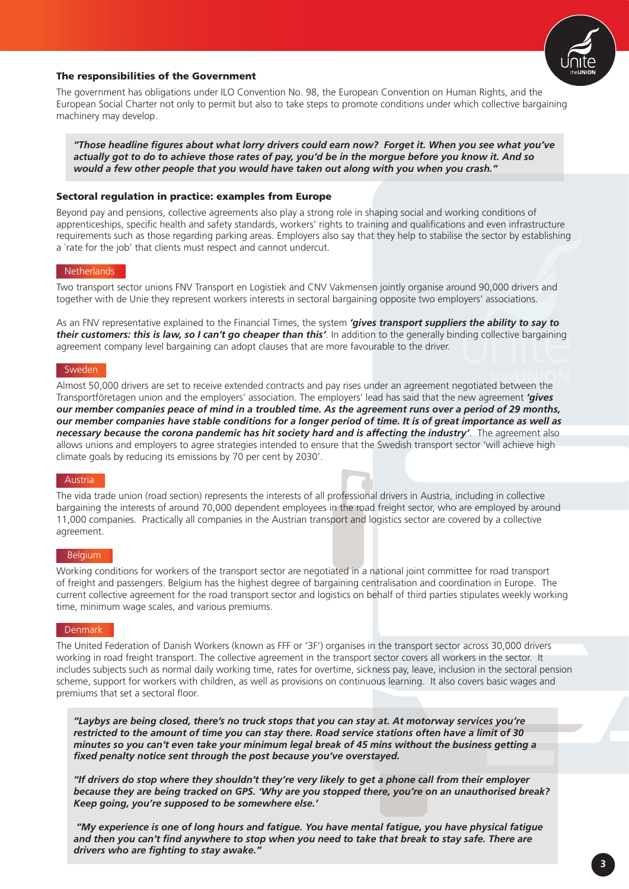### The responsibilities of the Government

The government has obligations under ILO Convention No. 98, the European Convention on Human Rights, and the European Social Charter not only to permit but also to take steps to promote conditions under which collective bargaining machinery may develop.

> ***"Those headline figures about what lorry drivers could earn now? Forget it. When you see what you've actually got to do to achieve those rates of pay, you'd be in the morgue before you know it. And so would a few other people that you would have taken out along with you when you crash."***

### Sectoral regulation in practice: examples from Europe

Beyond pay and pensions, collective agreements also play a strong role in shaping social and working conditions of apprenticeships, specific health and safety standards, workers' rights to training and qualifications and even infrastructure requirements such as those regarding parking areas. Employers also say that they help to stabilise the sector by establishing a 'rate for the job' that clients must respect and cannot undercut.

#### Netherlands

Two transport sector unions FNV Transport en Logistiek and CNV Vakmensen jointly organise around 90,000 drivers and together with de Unie they represent workers interests in sectoral bargaining opposite two employers' associations.

As an FNV representative explained to the Financial Times, the system ***'gives transport suppliers the ability to say to their customers: this is law, so I can't go cheaper than this'***. In addition to the generally binding collective bargaining agreement company level bargaining can adopt clauses that are more favourable to the driver.

#### Sweden

Almost 50,000 drivers are set to receive extended contracts and pay rises under an agreement negotiated between the Transportföretagen union and the employers' association. The employers' lead has said that the new agreement ***'gives our member companies peace of mind in a troubled time. As the agreement runs over a period of 29 months, our member companies have stable conditions for a longer period of time. It is of great importance as well as necessary because the corona pandemic has hit society hard and is affecting the industry'***. The agreement also allows unions and employers to agree strategies intended to ensure that the Swedish transport sector 'will achieve high climate goals by reducing its emissions by 70 per cent by 2030'.

#### Austria

The vida trade union (road section) represents the interests of all professional drivers in Austria, including in collective bargaining the interests of around 70,000 dependent employees in the road freight sector, who are employed by around 11,000 companies. Practically all companies in the Austrian transport and logistics sector are covered by a collective agreement.

#### Belgium

Working conditions for workers of the transport sector are negotiated in a national joint committee for road transport of freight and passengers. Belgium has the highest degree of bargaining centralisation and coordination in Europe. The current collective agreement for the road transport sector and logistics on behalf of third parties stipulates weekly working time, minimum wage scales, and various premiums.

#### Denmark

The United Federation of Danish Workers (known as FFF or '3F') organises in the transport sector across 30,000 drivers working in road freight transport. The collective agreement in the transport sector covers all workers in the sector. It includes subjects such as normal daily working time, rates for overtime, sickness pay, leave, inclusion in the sectoral pension scheme, support for workers with children, as well as provisions on continuous learning. It also covers basic wages and premiums that set a sectoral floor.

> ***"Laybys are being closed, there's no truck stops that you can stay at. At motorway services you're restricted to the amount of time you can stay there. Road service stations often have a limit of 30 minutes so you can't even take your minimum legal break of 45 mins without the business getting a fixed penalty notice sent through the post because you've overstayed.***
>
> ***"If drivers do stop where they shouldn't they're very likely to get a phone call from their employer because they are being tracked on GPS. 'Why are you stopped there, you're on an unauthorised break? Keep going, you're supposed to be somewhere else.'***
>
> ***"My experience is one of long hours and fatigue. You have mental fatigue, you have physical fatigue and then you can't find anywhere to stop when you need to take that break to stay safe. There are drivers who are fighting to stay awake."***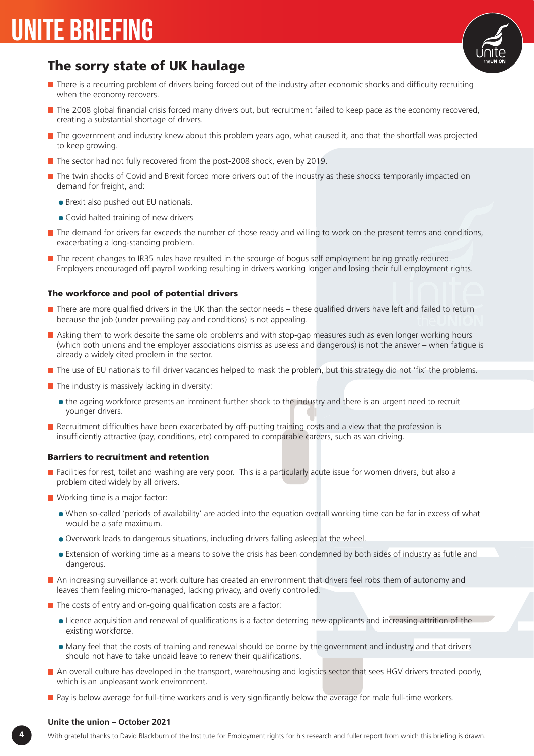# UNITE BRIEFING

## The sorry state of UK haulage

- There is a recurring problem of drivers being forced out of the industry after economic shocks and difficulty recruiting when the economy recovers.
- The 2008 global financial crisis forced many drivers out, but recruitment failed to keep pace as the economy recovered, creating a substantial shortage of drivers.
- The government and industry knew about this problem years ago, what caused it, and that the shortfall was projected to keep growing.
- The sector had not fully recovered from the post-2008 shock, even by 2019.
- The twin shocks of Covid and Brexit forced more drivers out of the industry as these shocks temporarily impacted on demand for freight, and:
  - Brexit also pushed out EU nationals.
  - Covid halted training of new drivers
- The demand for drivers far exceeds the number of those ready and willing to work on the present terms and conditions, exacerbating a long-standing problem.
- The recent changes to IR35 rules have resulted in the scourge of bogus self employment being greatly reduced. Employers encouraged off payroll working resulting in drivers working longer and losing their full employment rights.

### The workforce and pool of potential drivers

- There are more qualified drivers in the UK than the sector needs – these qualified drivers have left and failed to return because the job (under prevailing pay and conditions) is not appealing.
- Asking them to work despite the same old problems and with stop-gap measures such as even longer working hours (which both unions and the employer associations dismiss as useless and dangerous) is not the answer – when fatigue is already a widely cited problem in the sector.
- The use of EU nationals to fill driver vacancies helped to mask the problem, but this strategy did not 'fix' the problems.
- The industry is massively lacking in diversity:
  - the ageing workforce presents an imminent further shock to the industry and there is an urgent need to recruit younger drivers.
- Recruitment difficulties have been exacerbated by off-putting training costs and a view that the profession is insufficiently attractive (pay, conditions, etc) compared to comparable careers, such as van driving.

### Barriers to recruitment and retention

- Facilities for rest, toilet and washing are very poor. This is a particularly acute issue for women drivers, but also a problem cited widely by all drivers.
- Working time is a major factor:
  - When so-called 'periods of availability' are added into the equation overall working time can be far in excess of what would be a safe maximum.
  - Overwork leads to dangerous situations, including drivers falling asleep at the wheel.
  - Extension of working time as a means to solve the crisis has been condemned by both sides of industry as futile and dangerous.
- An increasing surveillance at work culture has created an environment that drivers feel robs them of autonomy and leaves them feeling micro-managed, lacking privacy, and overly controlled.
- The costs of entry and on-going qualification costs are a factor:
  - Licence acquisition and renewal of qualifications is a factor deterring new applicants and increasing attrition of the existing workforce.
  - Many feel that the costs of training and renewal should be borne by the government and industry and that drivers should not have to take unpaid leave to renew their qualifications.
- An overall culture has developed in the transport, warehousing and logistics sector that sees HGV drivers treated poorly, which is an unpleasant work environment.
- Pay is below average for full-time workers and is very significantly below the average for male full-time workers.

**Unite the union – October 2021**

With grateful thanks to David Blackburn of the Institute for Employment rights for his research and fuller report from which this briefing is drawn.